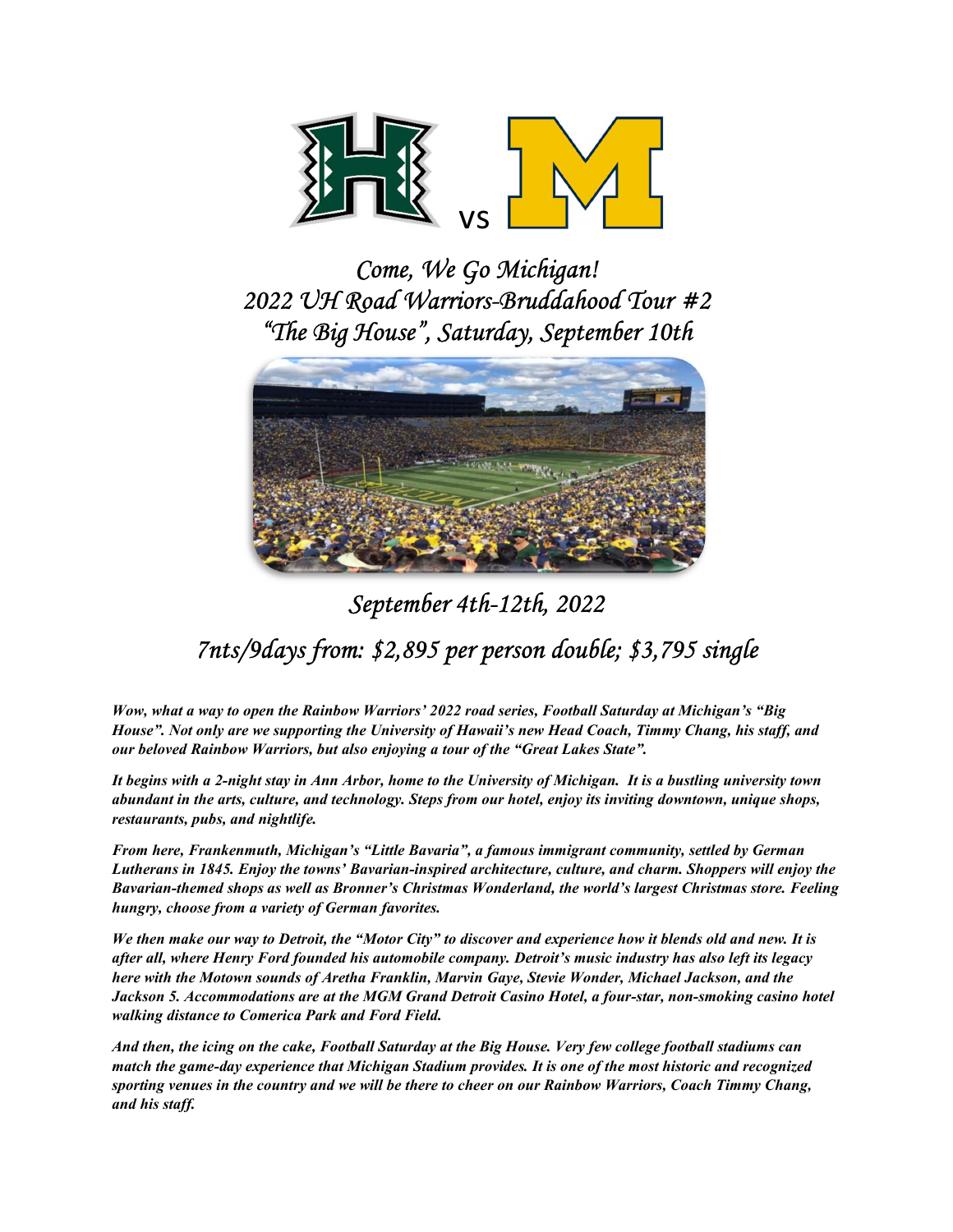# Come, We Go Michigan!
## 2022 UH Road Warriors-Bruddahood Tour #2
## "The Big House", Saturday, September 10th

## September 4th-12th, 2022

## 7nts/9days from: $2,895 per person double; $3,795 single

***Wow, what a way to open the Rainbow Warriors' 2022 road series, Football Saturday at Michigan's "Big House". Not only are we supporting the University of Hawaii's new Head Coach, Timmy Chang, his staff, and our beloved Rainbow Warriors, but also enjoying a tour of the "Great Lakes State".***

***It begins with a 2-night stay in Ann Arbor, home to the University of Michigan. It is a bustling university town abundant in the arts, culture, and technology. Steps from our hotel, enjoy its inviting downtown, unique shops, restaurants, pubs, and nightlife.***

***From here, Frankenmuth, Michigan's "Little Bavaria", a famous immigrant community, settled by German Lutherans in 1845. Enjoy the towns' Bavarian-inspired architecture, culture, and charm. Shoppers will enjoy the Bavarian-themed shops as well as Bronner's Christmas Wonderland, the world's largest Christmas store. Feeling hungry, choose from a variety of German favorites.***

***We then make our way to Detroit, the "Motor City" to discover and experience how it blends old and new. It is after all, where Henry Ford founded his automobile company. Detroit's music industry has also left its legacy here with the Motown sounds of Aretha Franklin, Marvin Gaye, Stevie Wonder, Michael Jackson, and the Jackson 5. Accommodations are at the MGM Grand Detroit Casino Hotel, a four-star, non-smoking casino hotel walking distance to Comerica Park and Ford Field.***

***And then, the icing on the cake, Football Saturday at the Big House. Very few college football stadiums can match the game-day experience that Michigan Stadium provides. It is one of the most historic and recognized sporting venues in the country and we will be there to cheer on our Rainbow Warriors, Coach Timmy Chang, and his staff.***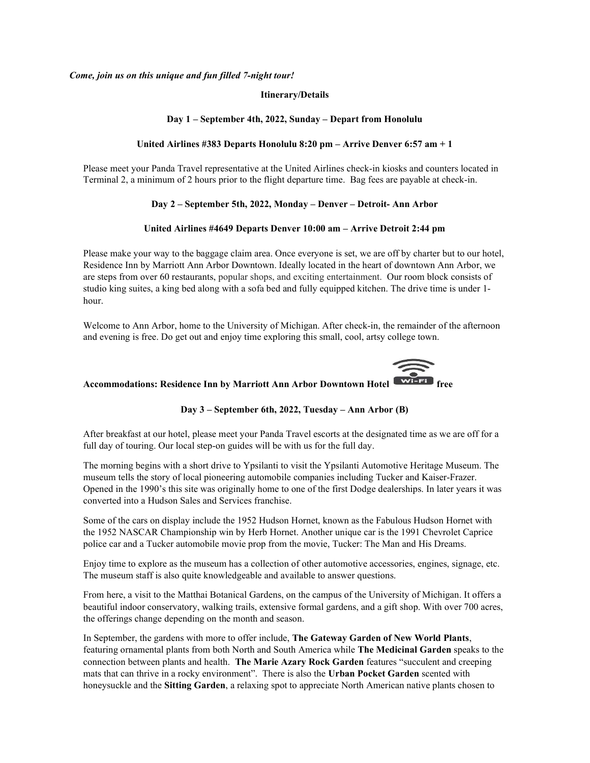*Come, join us on this unique and fun filled 7-night tour!*

**Itinerary/Details**

**Day 1 – September 4th, 2022, Sunday – Depart from Honolulu**

**United Airlines #383 Departs Honolulu 8:20 pm – Arrive Denver 6:57 am + 1**

Please meet your Panda Travel representative at the United Airlines check-in kiosks and counters located in Terminal 2, a minimum of 2 hours prior to the flight departure time. Bag fees are payable at check-in.

**Day 2 – September 5th, 2022, Monday – Denver – Detroit- Ann Arbor**

**United Airlines #4649 Departs Denver 10:00 am – Arrive Detroit 2:44 pm**

Please make your way to the baggage claim area. Once everyone is set, we are off by charter but to our hotel, Residence Inn by Marriott Ann Arbor Downtown. Ideally located in the heart of downtown Ann Arbor, we are steps from over 60 restaurants, popular shops, and exciting entertainment. Our room block consists of studio king suites, a king bed along with a sofa bed and fully equipped kitchen. The drive time is under 1-hour.

Welcome to Ann Arbor, home to the University of Michigan. After check-in, the remainder of the afternoon and evening is free. Do get out and enjoy time exploring this small, cool, artsy college town.

**Accommodations: Residence Inn by Marriott Ann Arbor Downtown Hotel Wi-Fi free**

**Day 3 – September 6th, 2022, Tuesday – Ann Arbor (B)**

After breakfast at our hotel, please meet your Panda Travel escorts at the designated time as we are off for a full day of touring. Our local step-on guides will be with us for the full day.

The morning begins with a short drive to Ypsilanti to visit the Ypsilanti Automotive Heritage Museum. The museum tells the story of local pioneering automobile companies including Tucker and Kaiser-Frazer. Opened in the 1990's this site was originally home to one of the first Dodge dealerships. In later years it was converted into a Hudson Sales and Services franchise.

Some of the cars on display include the 1952 Hudson Hornet, known as the Fabulous Hudson Hornet with the 1952 NASCAR Championship win by Herb Hornet. Another unique car is the 1991 Chevrolet Caprice police car and a Tucker automobile movie prop from the movie, Tucker: The Man and His Dreams.

Enjoy time to explore as the museum has a collection of other automotive accessories, engines, signage, etc. The museum staff is also quite knowledgeable and available to answer questions.

From here, a visit to the Matthai Botanical Gardens, on the campus of the University of Michigan. It offers a beautiful indoor conservatory, walking trails, extensive formal gardens, and a gift shop. With over 700 acres, the offerings change depending on the month and season.

In September, the gardens with more to offer include, **The Gateway Garden of New World Plants**, featuring ornamental plants from both North and South America while **The Medicinal Garden** speaks to the connection between plants and health. **The Marie Azary Rock Garden** features "succulent and creeping mats that can thrive in a rocky environment". There is also the **Urban Pocket Garden** scented with honeysuckle and the **Sitting Garden**, a relaxing spot to appreciate North American native plants chosen to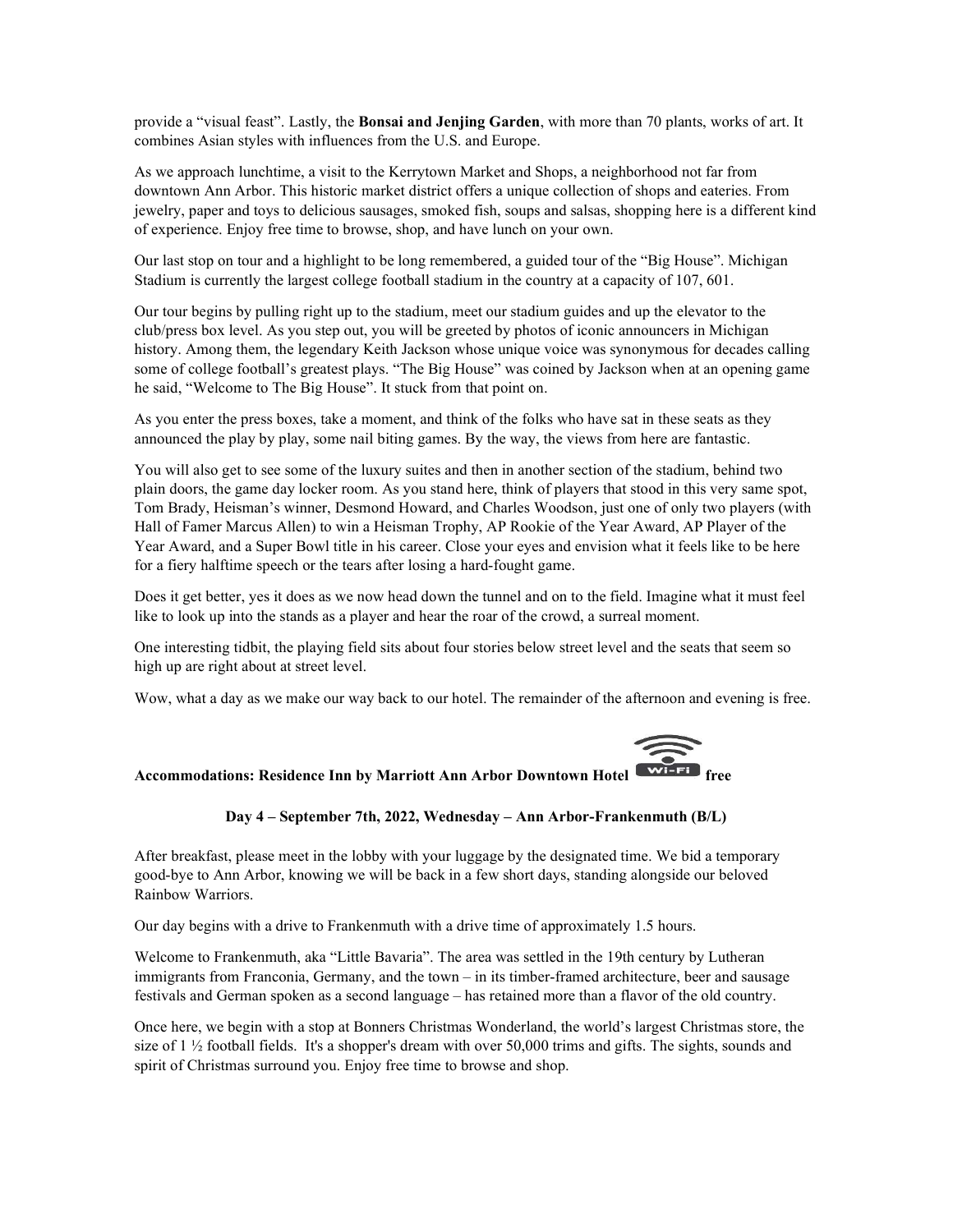provide a "visual feast". Lastly, the **Bonsai and Jenjing Garden**, with more than 70 plants, works of art. It combines Asian styles with influences from the U.S. and Europe.

As we approach lunchtime, a visit to the Kerrytown Market and Shops, a neighborhood not far from downtown Ann Arbor. This historic market district offers a unique collection of shops and eateries. From jewelry, paper and toys to delicious sausages, smoked fish, soups and salsas, shopping here is a different kind of experience. Enjoy free time to browse, shop, and have lunch on your own.

Our last stop on tour and a highlight to be long remembered, a guided tour of the "Big House". Michigan Stadium is currently the largest college football stadium in the country at a capacity of 107, 601.

Our tour begins by pulling right up to the stadium, meet our stadium guides and up the elevator to the club/press box level. As you step out, you will be greeted by photos of iconic announcers in Michigan history. Among them, the legendary Keith Jackson whose unique voice was synonymous for decades calling some of college football's greatest plays. "The Big House" was coined by Jackson when at an opening game he said, "Welcome to The Big House". It stuck from that point on.

As you enter the press boxes, take a moment, and think of the folks who have sat in these seats as they announced the play by play, some nail biting games. By the way, the views from here are fantastic.

You will also get to see some of the luxury suites and then in another section of the stadium, behind two plain doors, the game day locker room. As you stand here, think of players that stood in this very same spot, Tom Brady, Heisman's winner, Desmond Howard, and Charles Woodson, just one of only two players (with Hall of Famer Marcus Allen) to win a Heisman Trophy, AP Rookie of the Year Award, AP Player of the Year Award, and a Super Bowl title in his career. Close your eyes and envision what it feels like to be here for a fiery halftime speech or the tears after losing a hard-fought game.

Does it get better, yes it does as we now head down the tunnel and on to the field. Imagine what it must feel like to look up into the stands as a player and hear the roar of the crowd, a surreal moment.

One interesting tidbit, the playing field sits about four stories below street level and the seats that seem so high up are right about at street level.

Wow, what a day as we make our way back to our hotel. The remainder of the afternoon and evening is free.

**Accommodations: Residence Inn by Marriott Ann Arbor Downtown Hotel** Wi-Fi **free**

**Day 4 – September 7th, 2022, Wednesday – Ann Arbor-Frankenmuth (B/L)**

After breakfast, please meet in the lobby with your luggage by the designated time. We bid a temporary good-bye to Ann Arbor, knowing we will be back in a few short days, standing alongside our beloved Rainbow Warriors.

Our day begins with a drive to Frankenmuth with a drive time of approximately 1.5 hours.

Welcome to Frankenmuth, aka "Little Bavaria". The area was settled in the 19th century by Lutheran immigrants from Franconia, Germany, and the town – in its timber-framed architecture, beer and sausage festivals and German spoken as a second language – has retained more than a flavor of the old country.

Once here, we begin with a stop at Bonners Christmas Wonderland, the world's largest Christmas store, the size of 1 ½ football fields. It's a shopper's dream with over 50,000 trims and gifts. The sights, sounds and spirit of Christmas surround you. Enjoy free time to browse and shop.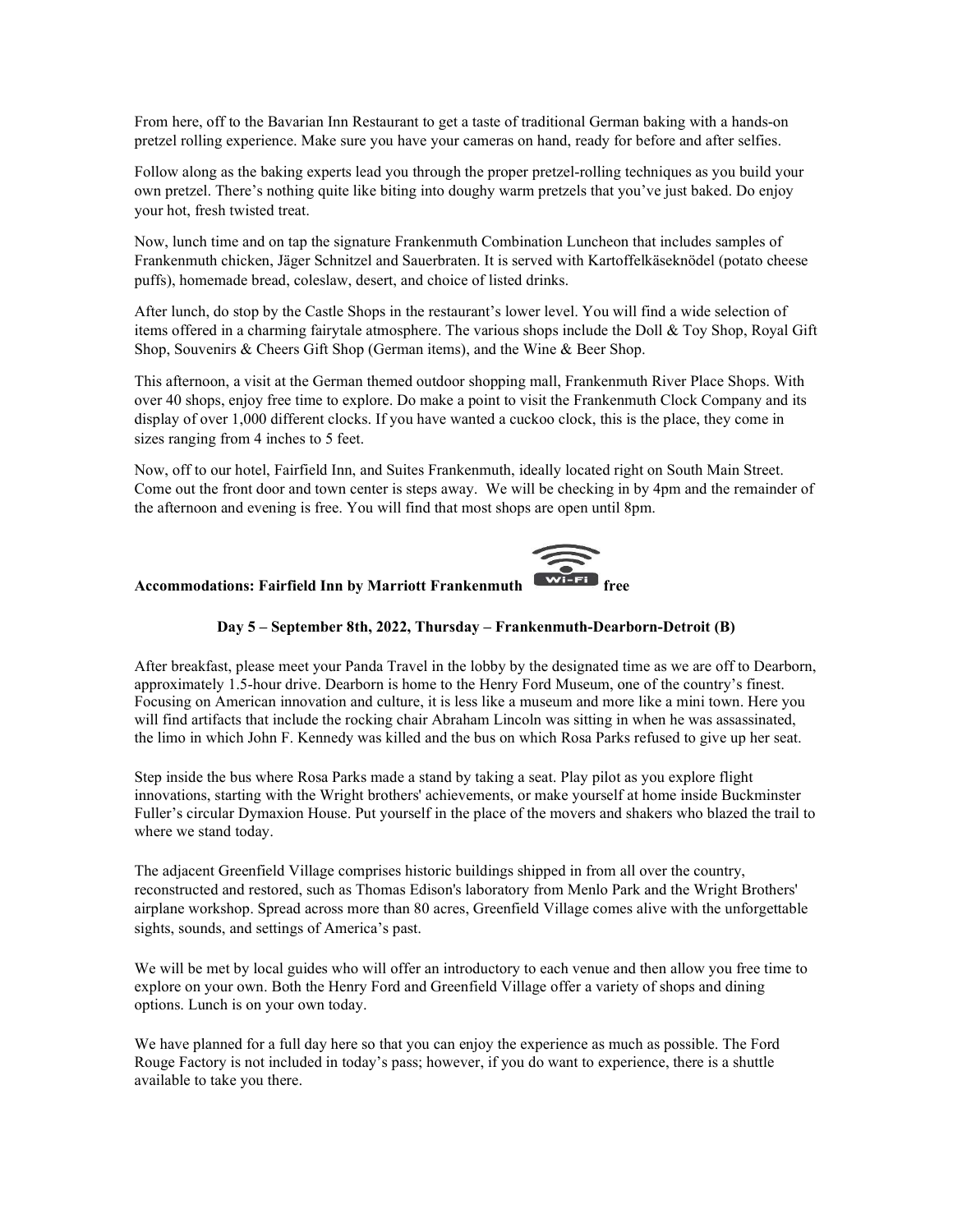From here, off to the Bavarian Inn Restaurant to get a taste of traditional German baking with a hands-on pretzel rolling experience. Make sure you have your cameras on hand, ready for before and after selfies.

Follow along as the baking experts lead you through the proper pretzel-rolling techniques as you build your own pretzel. There's nothing quite like biting into doughy warm pretzels that you've just baked. Do enjoy your hot, fresh twisted treat.

Now, lunch time and on tap the signature Frankenmuth Combination Luncheon that includes samples of Frankenmuth chicken, Jäger Schnitzel and Sauerbraten. It is served with Kartoffelkäseknödel (potato cheese puffs), homemade bread, coleslaw, desert, and choice of listed drinks.

After lunch, do stop by the Castle Shops in the restaurant's lower level. You will find a wide selection of items offered in a charming fairytale atmosphere. The various shops include the Doll & Toy Shop, Royal Gift Shop, Souvenirs & Cheers Gift Shop (German items), and the Wine & Beer Shop.

This afternoon, a visit at the German themed outdoor shopping mall, Frankenmuth River Place Shops. With over 40 shops, enjoy free time to explore. Do make a point to visit the Frankenmuth Clock Company and its display of over 1,000 different clocks. If you have wanted a cuckoo clock, this is the place, they come in sizes ranging from 4 inches to 5 feet.

Now, off to our hotel, Fairfield Inn, and Suites Frankenmuth, ideally located right on South Main Street. Come out the front door and town center is steps away. We will be checking in by 4pm and the remainder of the afternoon and evening is free. You will find that most shops are open until 8pm.

**Accommodations: Fairfield Inn by Marriott Frankenmuth Wi-Fi free**

**Day 5 – September 8th, 2022, Thursday – Frankenmuth-Dearborn-Detroit (B)**

After breakfast, please meet your Panda Travel in the lobby by the designated time as we are off to Dearborn, approximately 1.5-hour drive. Dearborn is home to the Henry Ford Museum, one of the country's finest. Focusing on American innovation and culture, it is less like a museum and more like a mini town. Here you will find artifacts that include the rocking chair Abraham Lincoln was sitting in when he was assassinated, the limo in which John F. Kennedy was killed and the bus on which Rosa Parks refused to give up her seat.

Step inside the bus where Rosa Parks made a stand by taking a seat. Play pilot as you explore flight innovations, starting with the Wright brothers' achievements, or make yourself at home inside Buckminster Fuller's circular Dymaxion House. Put yourself in the place of the movers and shakers who blazed the trail to where we stand today.

The adjacent Greenfield Village comprises historic buildings shipped in from all over the country, reconstructed and restored, such as Thomas Edison's laboratory from Menlo Park and the Wright Brothers' airplane workshop. Spread across more than 80 acres, Greenfield Village comes alive with the unforgettable sights, sounds, and settings of America's past.

We will be met by local guides who will offer an introductory to each venue and then allow you free time to explore on your own. Both the Henry Ford and Greenfield Village offer a variety of shops and dining options. Lunch is on your own today.

We have planned for a full day here so that you can enjoy the experience as much as possible. The Ford Rouge Factory is not included in today's pass; however, if you do want to experience, there is a shuttle available to take you there.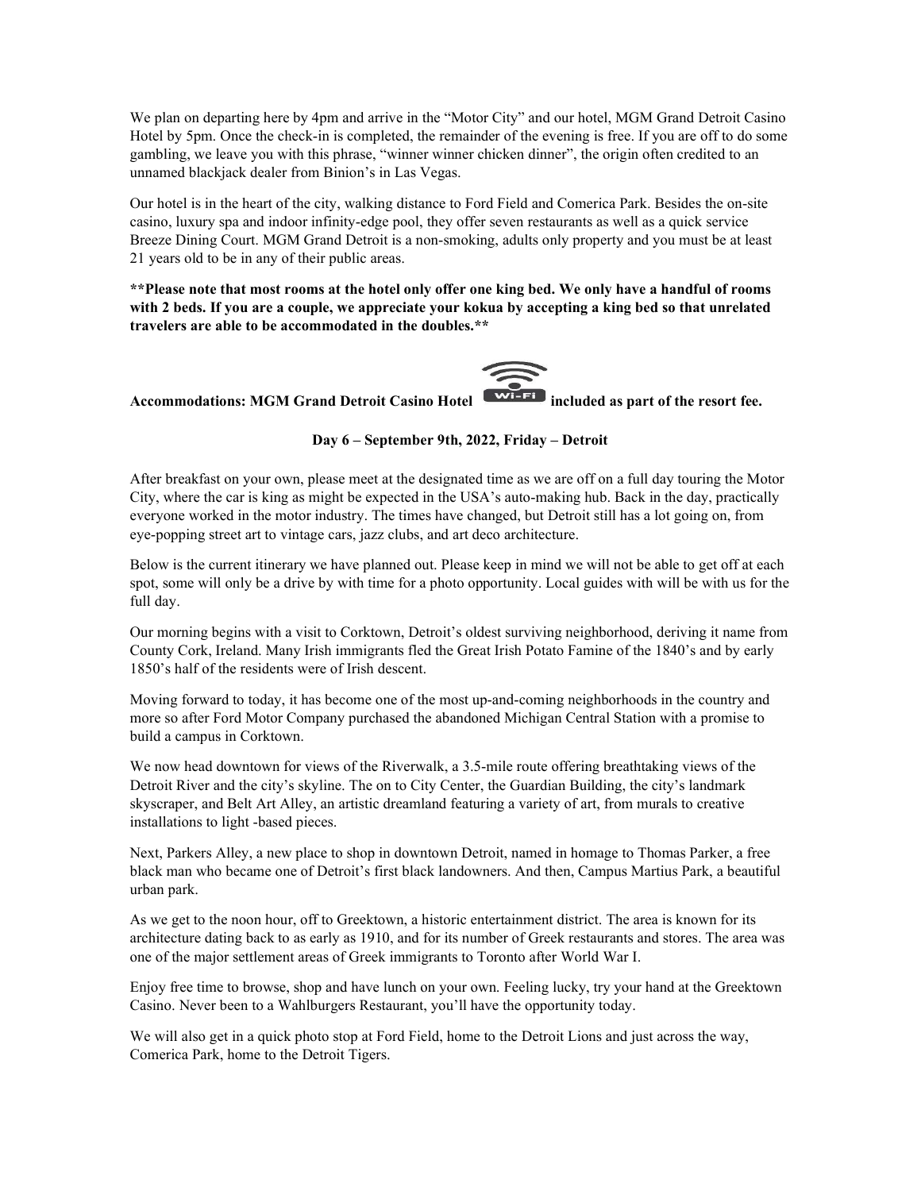We plan on departing here by 4pm and arrive in the "Motor City" and our hotel, MGM Grand Detroit Casino Hotel by 5pm. Once the check-in is completed, the remainder of the evening is free. If you are off to do some gambling, we leave you with this phrase, "winner winner chicken dinner", the origin often credited to an unnamed blackjack dealer from Binion's in Las Vegas.

Our hotel is in the heart of the city, walking distance to Ford Field and Comerica Park. Besides the on-site casino, luxury spa and indoor infinity-edge pool, they offer seven restaurants as well as a quick service Breeze Dining Court. MGM Grand Detroit is a non-smoking, adults only property and you must be at least 21 years old to be in any of their public areas.

****Please note that most rooms at the hotel only offer one king bed. We only have a handful of rooms with 2 beds. If you are a couple, we appreciate your kokua by accepting a king bed so that unrelated travelers are able to be accommodated in the doubles.****

**Accommodations: MGM Grand Detroit Casino Hotel Wi-Fi included as part of the resort fee.**

**Day 6 – September 9th, 2022, Friday – Detroit**

After breakfast on your own, please meet at the designated time as we are off on a full day touring the Motor City, where the car is king as might be expected in the USA's auto-making hub. Back in the day, practically everyone worked in the motor industry. The times have changed, but Detroit still has a lot going on, from eye-popping street art to vintage cars, jazz clubs, and art deco architecture.

Below is the current itinerary we have planned out. Please keep in mind we will not be able to get off at each spot, some will only be a drive by with time for a photo opportunity. Local guides with will be with us for the full day.

Our morning begins with a visit to Corktown, Detroit's oldest surviving neighborhood, deriving it name from County Cork, Ireland. Many Irish immigrants fled the Great Irish Potato Famine of the 1840's and by early 1850's half of the residents were of Irish descent.

Moving forward to today, it has become one of the most up-and-coming neighborhoods in the country and more so after Ford Motor Company purchased the abandoned Michigan Central Station with a promise to build a campus in Corktown.

We now head downtown for views of the Riverwalk, a 3.5-mile route offering breathtaking views of the Detroit River and the city's skyline. The on to City Center, the Guardian Building, the city's landmark skyscraper, and Belt Art Alley, an artistic dreamland featuring a variety of art, from murals to creative installations to light -based pieces.

Next, Parkers Alley, a new place to shop in downtown Detroit, named in homage to Thomas Parker, a free black man who became one of Detroit's first black landowners. And then, Campus Martius Park, a beautiful urban park.

As we get to the noon hour, off to Greektown, a historic entertainment district. The area is known for its architecture dating back to as early as 1910, and for its number of Greek restaurants and stores. The area was one of the major settlement areas of Greek immigrants to Toronto after World War I.

Enjoy free time to browse, shop and have lunch on your own. Feeling lucky, try your hand at the Greektown Casino. Never been to a Wahlburgers Restaurant, you'll have the opportunity today.

We will also get in a quick photo stop at Ford Field, home to the Detroit Lions and just across the way, Comerica Park, home to the Detroit Tigers.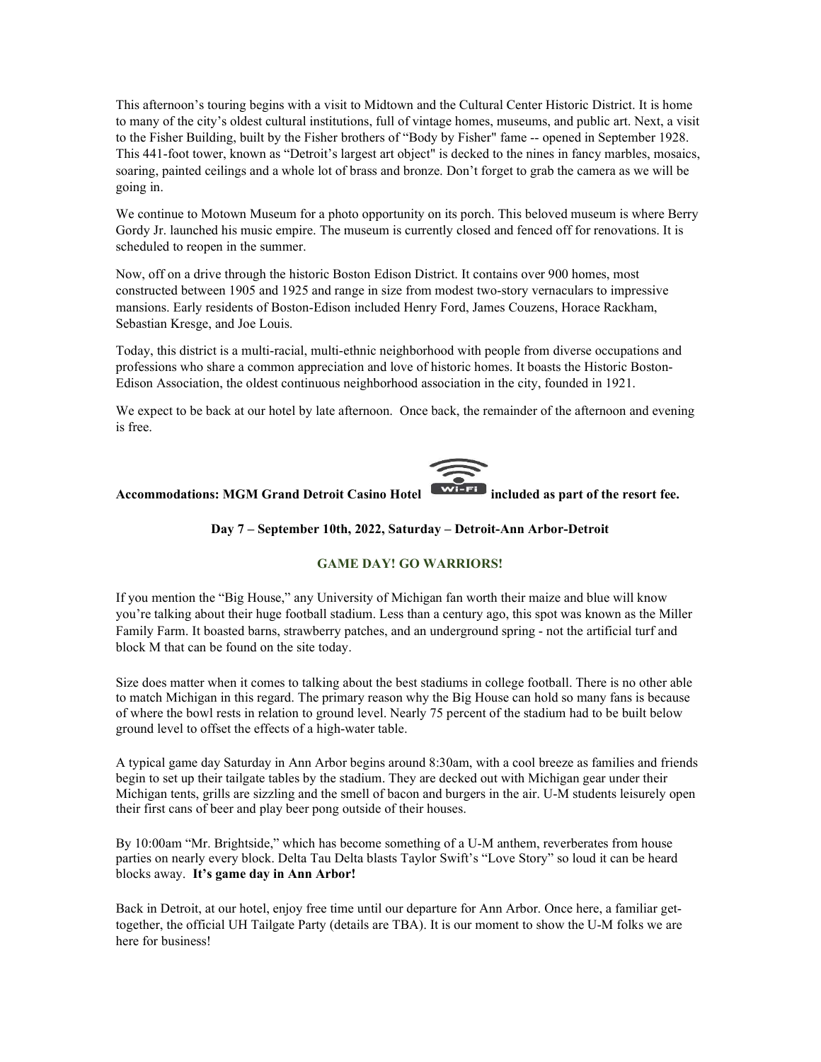This afternoon's touring begins with a visit to Midtown and the Cultural Center Historic District. It is home to many of the city's oldest cultural institutions, full of vintage homes, museums, and public art. Next, a visit to the Fisher Building, built by the Fisher brothers of "Body by Fisher" fame -- opened in September 1928. This 441-foot tower, known as "Detroit's largest art object" is decked to the nines in fancy marbles, mosaics, soaring, painted ceilings and a whole lot of brass and bronze. Don't forget to grab the camera as we will be going in.

We continue to Motown Museum for a photo opportunity on its porch. This beloved museum is where Berry Gordy Jr. launched his music empire. The museum is currently closed and fenced off for renovations. It is scheduled to reopen in the summer.

Now, off on a drive through the historic Boston Edison District. It contains over 900 homes, most constructed between 1905 and 1925 and range in size from modest two-story vernaculars to impressive mansions. Early residents of Boston-Edison included Henry Ford, James Couzens, Horace Rackham, Sebastian Kresge, and Joe Louis.

Today, this district is a multi-racial, multi-ethnic neighborhood with people from diverse occupations and professions who share a common appreciation and love of historic homes. It boasts the Historic Boston-Edison Association, the oldest continuous neighborhood association in the city, founded in 1921.

We expect to be back at our hotel by late afternoon. Once back, the remainder of the afternoon and evening is free.

**Accommodations: MGM Grand Detroit Casino Hotel Wi-Fi included as part of the resort fee.**

**Day 7 – September 10th, 2022, Saturday – Detroit-Ann Arbor-Detroit**

**GAME DAY! GO WARRIORS!**

If you mention the "Big House," any University of Michigan fan worth their maize and blue will know you're talking about their huge football stadium. Less than a century ago, this spot was known as the Miller Family Farm. It boasted barns, strawberry patches, and an underground spring - not the artificial turf and block M that can be found on the site today.

Size does matter when it comes to talking about the best stadiums in college football. There is no other able to match Michigan in this regard. The primary reason why the Big House can hold so many fans is because of where the bowl rests in relation to ground level. Nearly 75 percent of the stadium had to be built below ground level to offset the effects of a high-water table.

A typical game day Saturday in Ann Arbor begins around 8:30am, with a cool breeze as families and friends begin to set up their tailgate tables by the stadium. They are decked out with Michigan gear under their Michigan tents, grills are sizzling and the smell of bacon and burgers in the air. U-M students leisurely open their first cans of beer and play beer pong outside of their houses.

By 10:00am "Mr. Brightside," which has become something of a U-M anthem, reverberates from house parties on nearly every block. Delta Tau Delta blasts Taylor Swift's "Love Story" so loud it can be heard blocks away. **It's game day in Ann Arbor!**

Back in Detroit, at our hotel, enjoy free time until our departure for Ann Arbor. Once here, a familiar get-together, the official UH Tailgate Party (details are TBA). It is our moment to show the U-M folks we are here for business!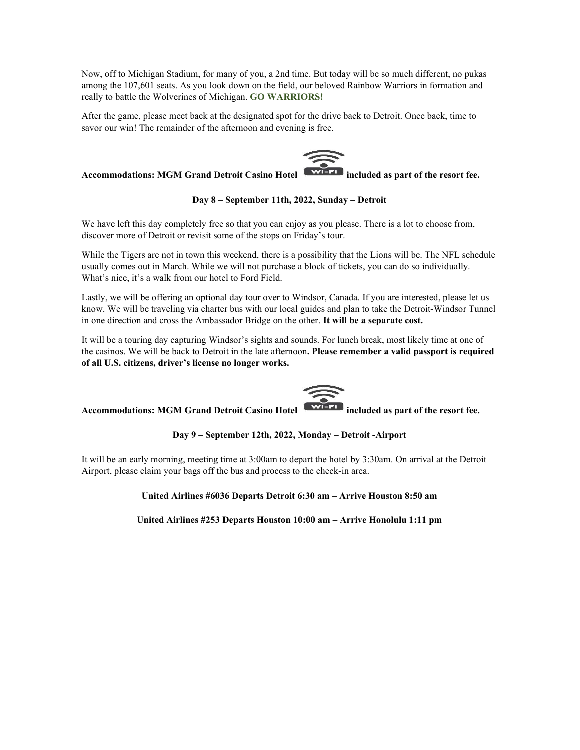Now, off to Michigan Stadium, for many of you, a 2nd time. But today will be so much different, no pukas among the 107,601 seats. As you look down on the field, our beloved Rainbow Warriors in formation and really to battle the Wolverines of Michigan. **GO WARRIORS!**

After the game, please meet back at the designated spot for the drive back to Detroit. Once back, time to savor our win! The remainder of the afternoon and evening is free.

**Accommodations: MGM Grand Detroit Casino Hotel Wi-Fi included as part of the resort fee.**

**Day 8 – September 11th, 2022, Sunday – Detroit**

We have left this day completely free so that you can enjoy as you please. There is a lot to choose from, discover more of Detroit or revisit some of the stops on Friday's tour.

While the Tigers are not in town this weekend, there is a possibility that the Lions will be. The NFL schedule usually comes out in March. While we will not purchase a block of tickets, you can do so individually. What's nice, it's a walk from our hotel to Ford Field.

Lastly, we will be offering an optional day tour over to Windsor, Canada. If you are interested, please let us know. We will be traveling via charter bus with our local guides and plan to take the Detroit-Windsor Tunnel in one direction and cross the Ambassador Bridge on the other. **It will be a separate cost.**

It will be a touring day capturing Windsor's sights and sounds. For lunch break, most likely time at one of the casinos. We will be back to Detroit in the late afternoon**. Please remember a valid passport is required of all U.S. citizens, driver's license no longer works.**

**Accommodations: MGM Grand Detroit Casino Hotel Wi-Fi included as part of the resort fee.**

**Day 9 – September 12th, 2022, Monday – Detroit -Airport**

It will be an early morning, meeting time at 3:00am to depart the hotel by 3:30am. On arrival at the Detroit Airport, please claim your bags off the bus and process to the check-in area.

**United Airlines #6036 Departs Detroit 6:30 am – Arrive Houston 8:50 am**

**United Airlines #253 Departs Houston 10:00 am – Arrive Honolulu 1:11 pm**